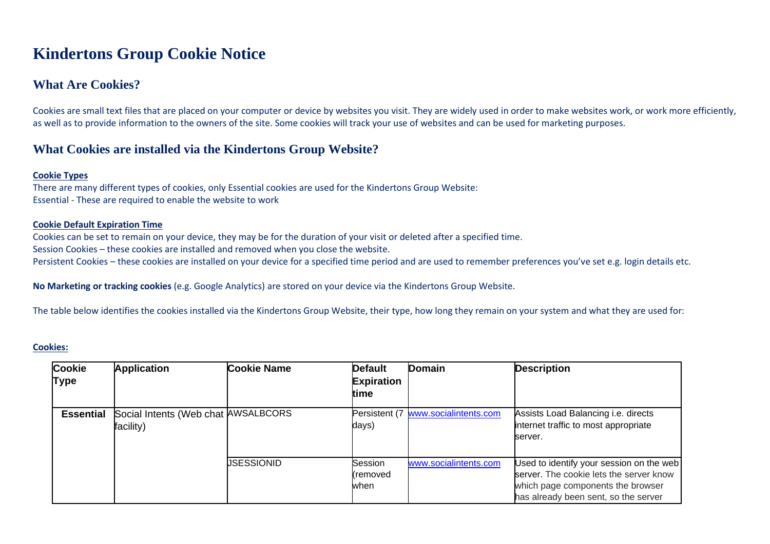# Kindertons Group Cookie Notice

## What Are Cookies?

Cookies are small text files that are placed on your computer or device by websites you visit. They are widely used in order to make websites work, or work more efficiently, as well as to provide information to the owners of the site. Some cookies will track your use of websites and can be used for marketing purposes.

## What Cookies are installed via the Kindertons Group Website?

**Cookie Types**

There are many different types of cookies, only Essential cookies are used for the Kindertons Group Website:
Essential - These are required to enable the website to work

**Cookie Default Expiration Time**

Cookies can be set to remain on your device, they may be for the duration of your visit or deleted after a specified time.
Session Cookies – these cookies are installed and removed when you close the website.
Persistent Cookies – these cookies are installed on your device for a specified time period and are used to remember preferences you've set e.g. login details etc.

**No Marketing or tracking cookies** (e.g. Google Analytics) are stored on your device via the Kindertons Group Website.

The table below identifies the cookies installed via the Kindertons Group Website, their type, how long they remain on your system and what they are used for:

**Cookies:**

| Cookie Type | Application | Cookie Name | Default Expiration time | Domain | Description |
|---|---|---|---|---|---|
| **Essential** | Social Intents (Web chat facility) | AWSALBCORS | Persistent (7 days) | www.socialintents.com | Assists Load Balancing i.e. directs internet traffic to most appropriate server. |
| | | JSESSIONID | Session (removed when | www.socialintents.com | Used to identify your session on the web server. The cookie lets the server know which page components the browser has already been sent, so the server |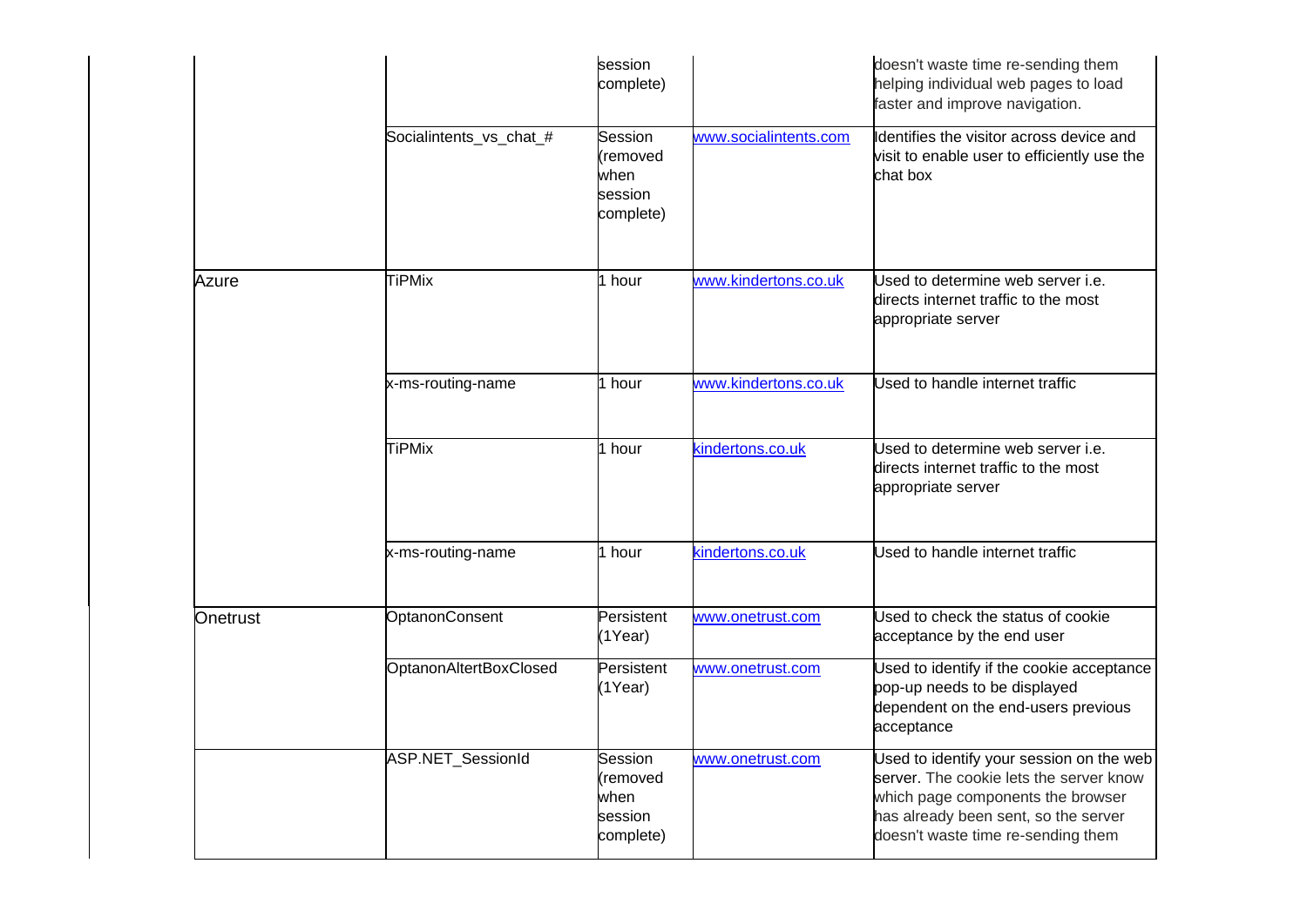| | | | | |
|---|---|---|---|---|
| | | session complete) | | doesn't waste time re-sending them helping individual web pages to load faster and improve navigation. |
| | Socialintents_vs_chat_# | Session (removed when session complete) | www.socialintents.com | Identifies the visitor across device and visit to enable user to efficiently use the chat box |
| Azure | TiPMix | 1 hour | www.kindertons.co.uk | Used to determine web server i.e. directs internet traffic to the most appropriate server |
| | x-ms-routing-name | 1 hour | www.kindertons.co.uk | Used to handle internet traffic |
| | TiPMix | 1 hour | kindertons.co.uk | Used to determine web server i.e. directs internet traffic to the most appropriate server |
| | x-ms-routing-name | 1 hour | kindertons.co.uk | Used to handle internet traffic |
| Onetrust | OptanonConsent | Persistent (1Year) | www.onetrust.com | Used to check the status of cookie acceptance by the end user |
| | OptanonAltertBoxClosed | Persistent (1Year) | www.onetrust.com | Used to identify if the cookie acceptance pop-up needs to be displayed dependent on the end-users previous acceptance |
| | ASP.NET_SessionId | Session (removed when session complete) | www.onetrust.com | Used to identify your session on the web server. The cookie lets the server know which page components the browser has already been sent, so the server doesn't waste time re-sending them |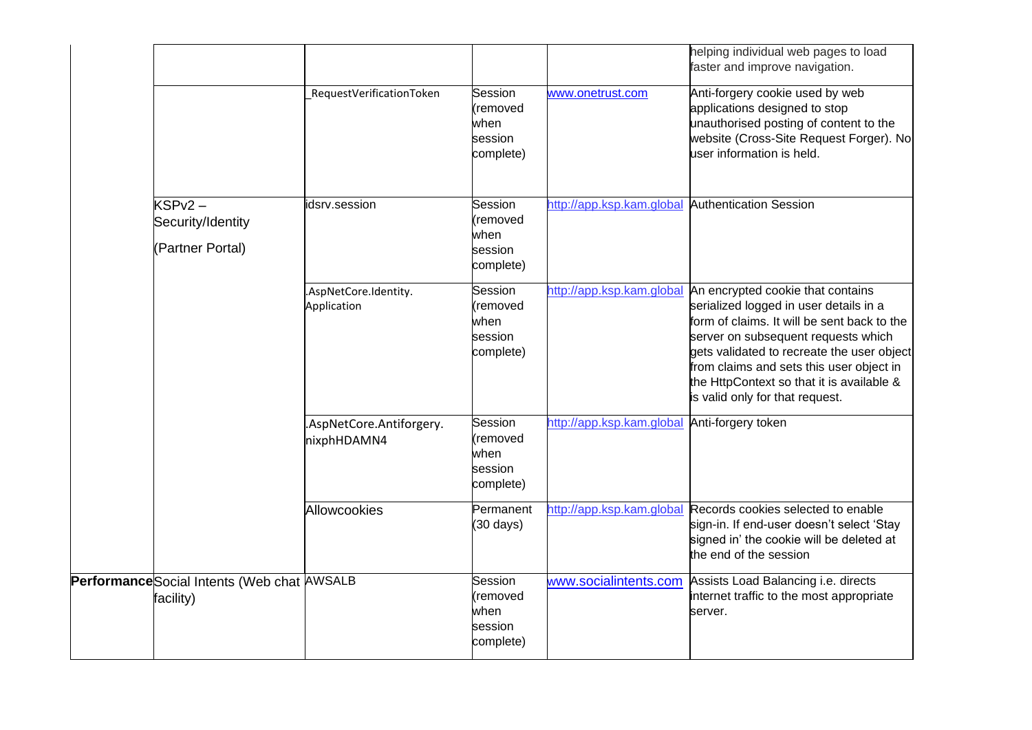| | | | | | |
|---|---|---|---|---|---|
| | | | | | helping individual web pages to load faster and improve navigation. |
| | | _RequestVerificationToken | Session (removed when session complete) | www.onetrust.com | Anti-forgery cookie used by web applications designed to stop unauthorised posting of content to the website (Cross-Site Request Forger). No user information is held. |
| | KSPv2 – Security/Identity (Partner Portal) | idsrv.session | Session (removed when session complete) | http://app.ksp.kam.global | Authentication Session |
| | | .AspNetCore.Identity. Application | Session (removed when session complete) | http://app.ksp.kam.global | An encrypted cookie that contains serialized logged in user details in a form of claims. It will be sent back to the server on subsequent requests which gets validated to recreate the user object from claims and sets this user object in the HttpContext so that it is available & is valid only for that request. |
| | | .AspNetCore.Antiforgery. nixphHDAMN4 | Session (removed when session complete) | http://app.ksp.kam.global | Anti-forgery token |
| | | Allowcookies | Permanent (30 days) | http://app.ksp.kam.global | Records cookies selected to enable sign-in. If end-user doesn't select 'Stay signed in' the cookie will be deleted at the end of the session |
| **Performance** | Social Intents (Web chat facility) | AWSALB | Session (removed when session complete) | www.socialintents.com | Assists Load Balancing i.e. directs internet traffic to the most appropriate server. |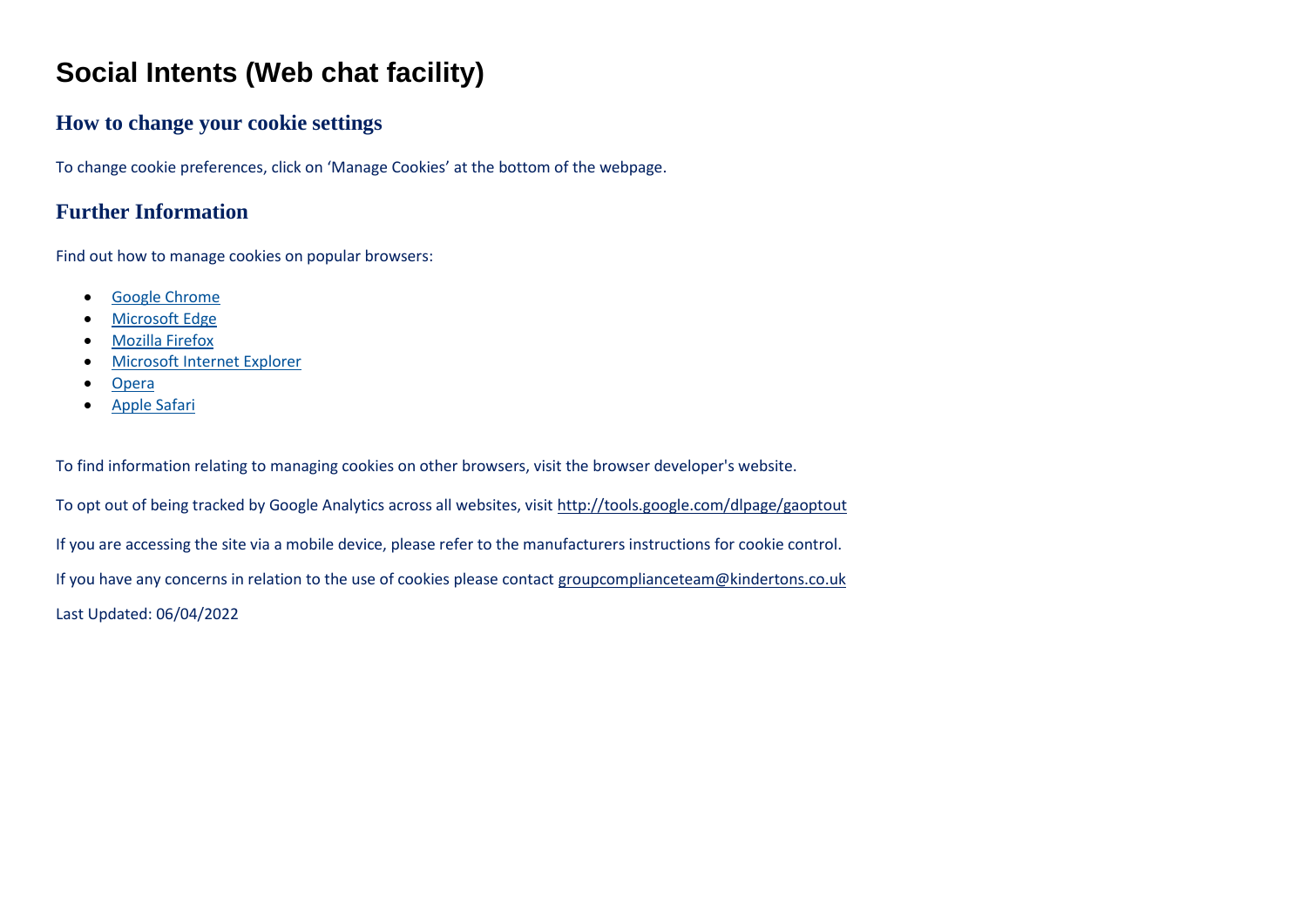# Social Intents (Web chat facility)

## How to change your cookie settings

To change cookie preferences, click on 'Manage Cookies' at the bottom of the webpage.

## Further Information

Find out how to manage cookies on popular browsers:

- Google Chrome
- Microsoft Edge
- Mozilla Firefox
- Microsoft Internet Explorer
- Opera
- Apple Safari

To find information relating to managing cookies on other browsers, visit the browser developer's website.

To opt out of being tracked by Google Analytics across all websites, visit http://tools.google.com/dlpage/gaoptout

If you are accessing the site via a mobile device, please refer to the manufacturers instructions for cookie control.

If you have any concerns in relation to the use of cookies please contact groupcomplianceteam@kindertons.co.uk

Last Updated: 06/04/2022